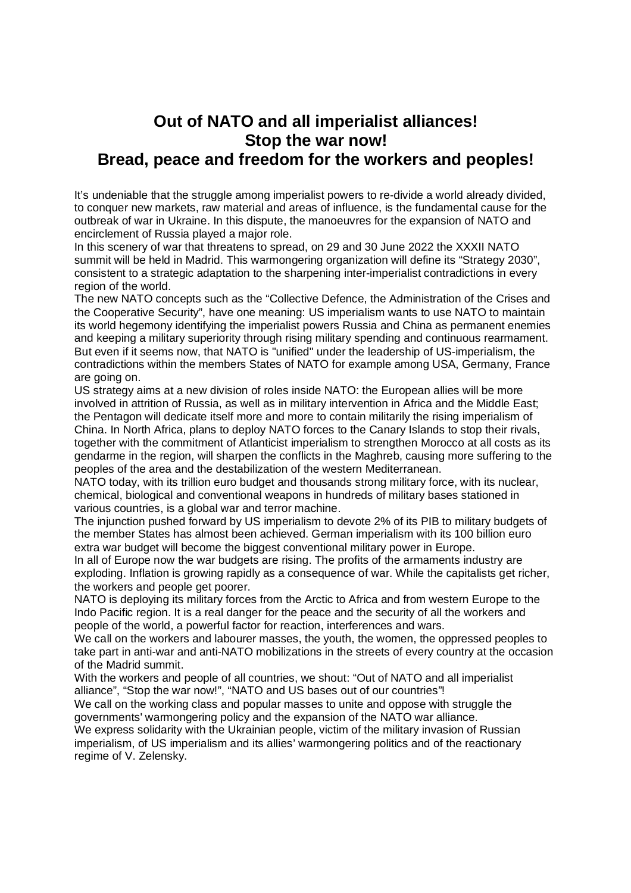# Out of NATO and all imperialist alliances!
# Stop the war now!
# Bread, peace and freedom for the workers and peoples!

It's undeniable that the struggle among imperialist powers to re-divide a world already divided, to conquer new markets, raw material and areas of influence, is the fundamental cause for the outbreak of war in Ukraine. In this dispute, the manoeuvres for the expansion of NATO and encirclement of Russia played a major role.

In this scenery of war that threatens to spread, on 29 and 30 June 2022 the XXXII NATO summit will be held in Madrid. This warmongering organization will define its "Strategy 2030", consistent to a strategic adaptation to the sharpening inter-imperialist contradictions in every region of the world.

The new NATO concepts such as the "Collective Defence, the Administration of the Crises and the Cooperative Security", have one meaning: US imperialism wants to use NATO to maintain its world hegemony identifying the imperialist powers Russia and China as permanent enemies and keeping a military superiority through rising military spending and continuous rearmament. But even if it seems now, that NATO is "unified" under the leadership of US-imperialism, the contradictions within the members States of NATO for example among USA, Germany, France are going on.

US strategy aims at a new division of roles inside NATO: the European allies will be more involved in attrition of Russia, as well as in military intervention in Africa and the Middle East; the Pentagon will dedicate itself more and more to contain militarily the rising imperialism of China. In North Africa, plans to deploy NATO forces to the Canary Islands to stop their rivals, together with the commitment of Atlanticist imperialism to strengthen Morocco at all costs as its gendarme in the region, will sharpen the conflicts in the Maghreb, causing more suffering to the peoples of the area and the destabilization of the western Mediterranean.

NATO today, with its trillion euro budget and thousands strong military force, with its nuclear, chemical, biological and conventional weapons in hundreds of military bases stationed in various countries, is a global war and terror machine.

The injunction pushed forward by US imperialism to devote 2% of its PIB to military budgets of the member States has almost been achieved. German imperialism with its 100 billion euro extra war budget will become the biggest conventional military power in Europe.

In all of Europe now the war budgets are rising. The profits of the armaments industry are exploding. Inflation is growing rapidly as a consequence of war. While the capitalists get richer, the workers and people get poorer.

NATO is deploying its military forces from the Arctic to Africa and from western Europe to the Indo Pacific region. It is a real danger for the peace and the security of all the workers and people of the world, a powerful factor for reaction, interferences and wars.

We call on the workers and labourer masses, the youth, the women, the oppressed peoples to take part in anti-war and anti-NATO mobilizations in the streets of every country at the occasion of the Madrid summit.

With the workers and people of all countries, we shout: "Out of NATO and all imperialist alliance", "Stop the war now!", "NATO and US bases out of our countries"!

We call on the working class and popular masses to unite and oppose with struggle the governments' warmongering policy and the expansion of the NATO war alliance.

We express solidarity with the Ukrainian people, victim of the military invasion of Russian imperialism, of US imperialism and its allies' warmongering politics and of the reactionary regime of V. Zelensky.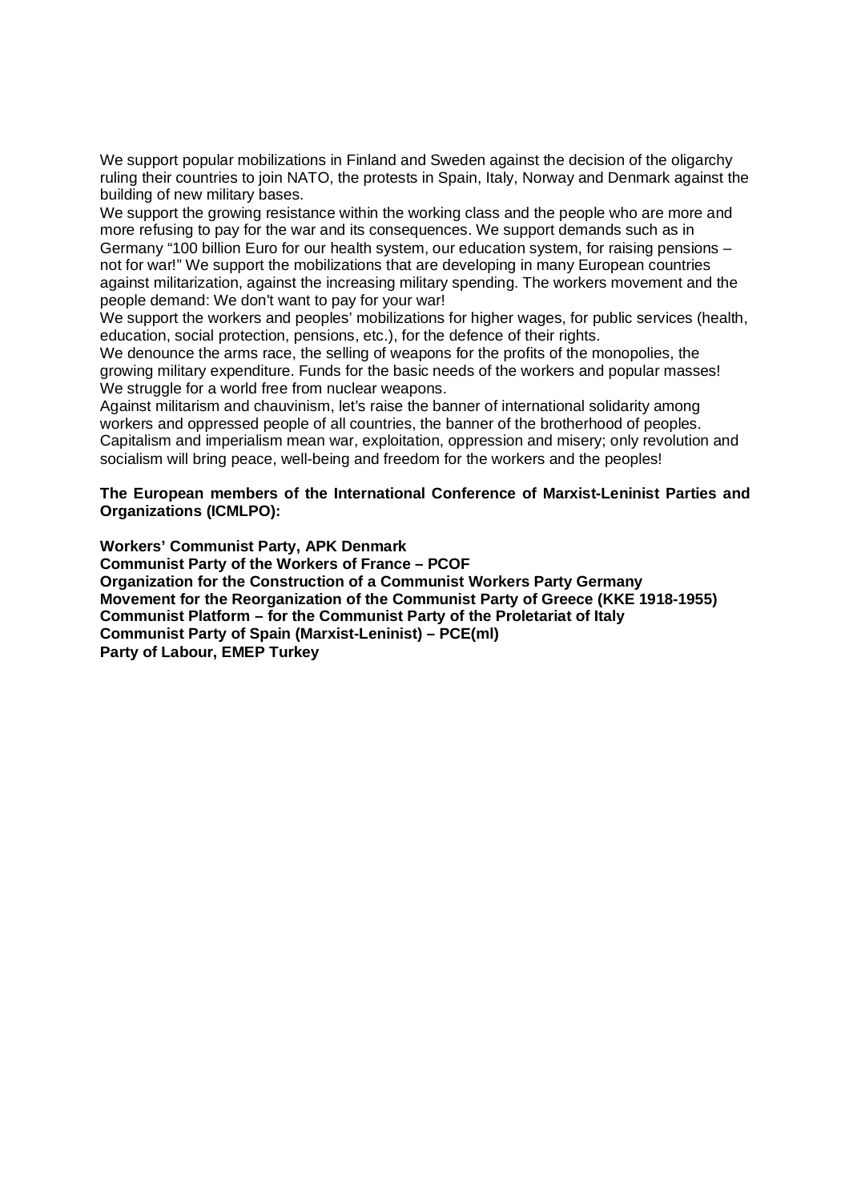We support popular mobilizations in Finland and Sweden against the decision of the oligarchy ruling their countries to join NATO, the protests in Spain, Italy, Norway and Denmark against the building of new military bases.

We support the growing resistance within the working class and the people who are more and more refusing to pay for the war and its consequences. We support demands such as in Germany "100 billion Euro for our health system, our education system, for raising pensions – not for war!" We support the mobilizations that are developing in many European countries against militarization, against the increasing military spending. The workers movement and the people demand: We don't want to pay for your war!

We support the workers and peoples' mobilizations for higher wages, for public services (health, education, social protection, pensions, etc.), for the defence of their rights.

We denounce the arms race, the selling of weapons for the profits of the monopolies, the growing military expenditure. Funds for the basic needs of the workers and popular masses!

We struggle for a world free from nuclear weapons.

Against militarism and chauvinism, let's raise the banner of international solidarity among workers and oppressed people of all countries, the banner of the brotherhood of peoples.

Capitalism and imperialism mean war, exploitation, oppression and misery; only revolution and socialism will bring peace, well-being and freedom for the workers and the peoples!

**The European members of the International Conference of Marxist-Leninist Parties and Organizations (ICMLPO):**

**Workers' Communist Party, APK Denmark**
**Communist Party of the Workers of France – PCOF**
**Organization for the Construction of a Communist Workers Party Germany**
**Movement for the Reorganization of the Communist Party of Greece (KKE 1918-1955)**
**Communist Platform – for the Communist Party of the Proletariat of Italy**
**Communist Party of Spain (Marxist-Leninist) – PCE(ml)**
**Party of Labour, EMEP Turkey**